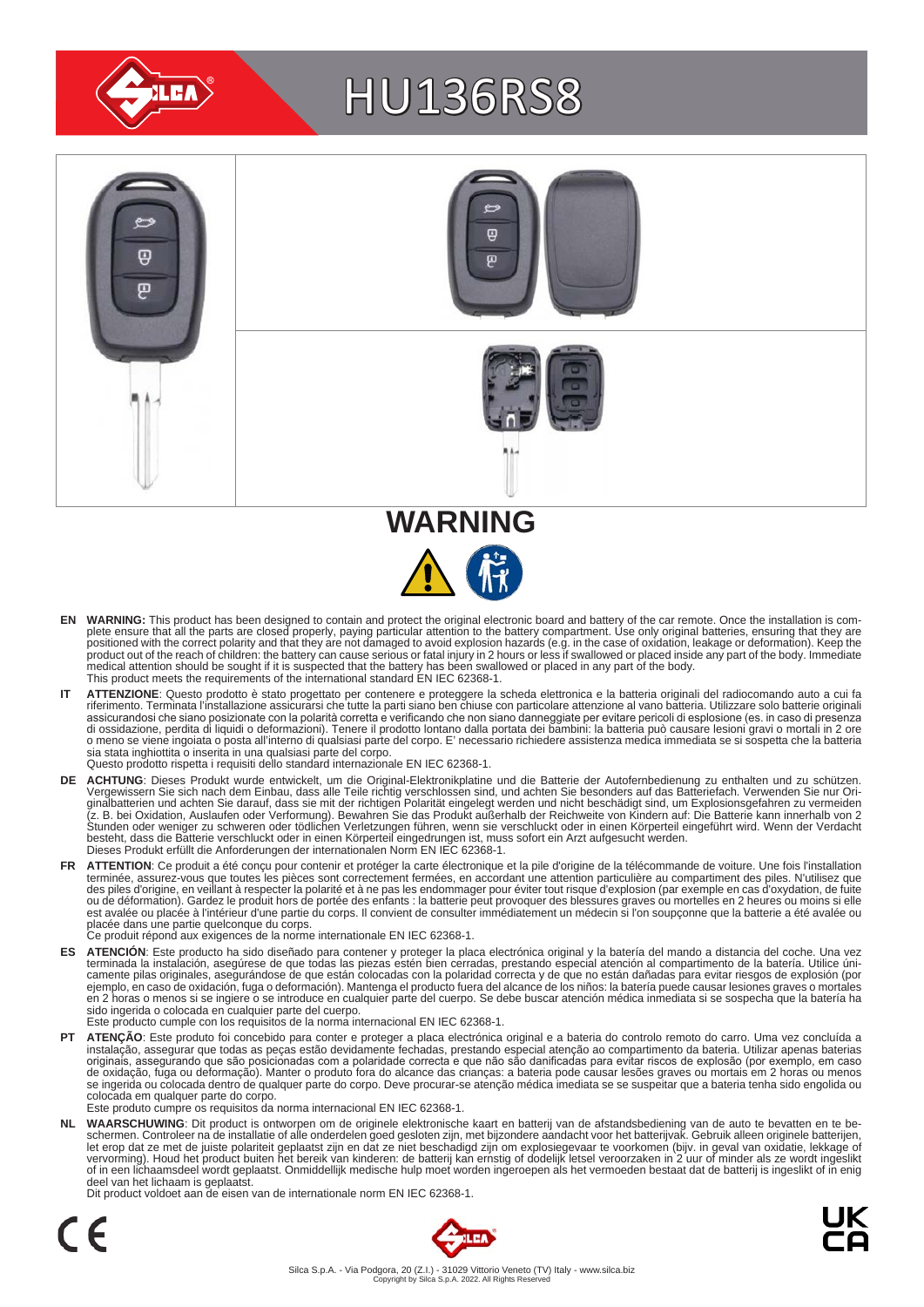# HU136RS8

## WARNING

**EN** **WARNING:** This product has been designed to contain and protect the original electronic board and battery of the car remote. Once the installation is complete ensure that all the parts are closed properly, paying particular attention to the battery compartment. Use only original batteries, ensuring that they are positioned with the correct polarity and that they are not damaged to avoid explosion hazards (e.g. in the case of oxidation, leakage or deformation). Keep the product out of the reach of children: the battery can cause serious or fatal injury in 2 hours or less if swallowed or placed inside any part of the body. Immediate medical attention should be sought if it is suspected that the battery has been swallowed or placed in any part of the body.
This product meets the requirements of the international standard EN IEC 62368-1.

**IT** **ATTENZIONE**: Questo prodotto è stato progettato per contenere e proteggere la scheda elettronica e la batteria originali del radiocomando auto a cui fa riferimento. Terminata l'installazione assicurarsi che tutte la parti siano ben chiuse con particolare attenzione al vano batteria. Utilizzare solo batterie originali assicurandosi che siano posizionate con la polarità corretta e verificando che non siano danneggiate per evitare pericoli di esplosione (es. in caso di presenza di ossidazione, perdita di liquidi o deformazioni). Tenere il prodotto lontano dalla portata dei bambini: la batteria può causare lesioni gravi o mortali in 2 ore o meno se viene ingoiata o posta all'interno di qualsiasi parte del corpo. E' necessario richiedere assistenza medica immediata se si sospetta che la batteria sia stata inghiottita o inserita in una qualsiasi parte del corpo.
Questo prodotto rispetta i requisiti dello standard internazionale EN IEC 62368-1.

**DE** **ACHTUNG**: Dieses Produkt wurde entwickelt, um die Original-Elektronikplatine und die Batterie der Autofernbedienung zu enthalten und zu schützen. Vergewissern Sie sich nach dem Einbau, dass alle Teile richtig verschlossen sind, und achten Sie besonders auf das Batteriefach. Verwenden Sie nur Originalbatterien und achten Sie darauf, dass sie mit der richtigen Polarität eingelegt werden und nicht beschädigt sind, um Explosionsgefahren zu vermeiden (z. B. bei Oxidation, Auslaufen oder Verformung). Bewahren Sie das Produkt außerhalb der Reichweite von Kindern auf: Die Batterie kann innerhalb von 2 Stunden oder weniger zu schweren oder tödlichen Verletzungen führen, wenn sie verschluckt oder in einen Körperteil eingeführt wird. Wenn der Verdacht besteht, dass die Batterie verschluckt oder in einen Körperteil eingedrungen ist, muss sofort ein Arzt aufgesucht werden.
Dieses Produkt erfüllt die Anforderungen der internationalen Norm EN IEC 62368-1.

**FR** **ATTENTION**: Ce produit a été conçu pour contenir et protéger la carte électronique et la pile d'origine de la télécommande de voiture. Une fois l'installation terminée, assurez-vous que toutes les pièces sont correctement fermées, en accordant une attention particulière au compartiment des piles. N'utilisez que des piles d'origine, en veillant à respecter la polarité et à ne pas les endommager pour éviter tout risque d'explosion (par exemple en cas d'oxydation, de fuite ou de déformation). Gardez le produit hors de portée des enfants : la batterie peut provoquer des blessures graves ou mortelles en 2 heures ou moins si elle est avalée ou placée à l'intérieur d'une partie du corps. Il convient de consulter immédiatement un médecin si l'on soupçonne que la batterie a été avalée ou placée dans une partie quelconque du corps.
Ce produit répond aux exigences de la norme internationale EN IEC 62368-1.

**ES** **ATENCIÓN**: Este producto ha sido diseñado para contener y proteger la placa electrónica original y la batería del mando a distancia del coche. Una vez terminada la instalación, asegúrese de que todas las piezas estén bien cerradas, prestando especial atención al compartimento de la batería. Utilice únicamente pilas originales, asegurándose de que están colocadas con la polaridad correcta y de que no están dañadas para evitar riesgos de explosión (por ejemplo, en caso de oxidación, fuga o deformación). Mantenga el producto fuera del alcance de los niños: la batería puede causar lesiones graves o mortales en 2 horas o menos si se ingiere o se introduce en cualquier parte del cuerpo. Se debe buscar atención médica inmediata si se sospecha que la batería ha sido ingerida o colocada en cualquier parte del cuerpo.
Este producto cumple con los requisitos de la norma internacional EN IEC 62368-1.

**PT** **ATENÇÃO**: Este produto foi concebido para conter e proteger a placa electrónica original e a bateria do controlo remoto do carro. Uma vez concluída a instalação, assegurar que todas as peças estão devidamente fechadas, prestando especial atenção ao compartimento da bateria. Utilizar apenas baterias originais, assegurando que são posicionadas com a polaridade correcta e que não são danificadas para evitar riscos de explosão (por exemplo, em caso de oxidação, fuga ou deformação). Manter o produto fora do alcance das crianças: a bateria pode causar lesões graves ou mortais em 2 horas ou menos se ingerida ou colocada dentro de qualquer parte do corpo. Deve procurar-se atenção médica imediata se se suspeitar que a bateria tenha sido engolida ou colocada em qualquer parte do corpo.
Este produto cumpre os requisitos da norma internacional EN IEC 62368-1.

**NL** **WAARSCHUWING**: Dit product is ontworpen om de originele elektronische kaart en batterij van de afstandsbediening van de auto te bevatten en te beschermen. Controleer na de installatie of alle onderdelen goed gesloten zijn, met bijzondere aandacht voor het batterijvak. Gebruik alleen originele batterijen, let erop dat ze met de juiste polariteit geplaatst zijn en dat ze niet beschadigd zijn om explosiegevaar te voorkomen (bijv. in geval van oxidatie, lekkage of vervorming). Houd het product buiten het bereik van kinderen: de batterij kan ernstig of dodelijk letsel veroorzaken in 2 uur of minder als ze wordt ingeslikt of in een lichaamsdeel wordt geplaatst. Onmiddellijk medische hulp moet worden ingeroepen als het vermoeden bestaat dat de batterij is ingeslikt of in enig deel van het lichaam is geplaatst.
Dit product voldoet aan de eisen van de internationale norm EN IEC 62368-1.

CE UK CA

Silca S.p.A. - Via Podgora, 20 (Z.I.) - 31029 Vittorio Veneto (TV) Italy - www.silca.biz
Copyright by Silca S.p.A. 2022. All Rights Reserved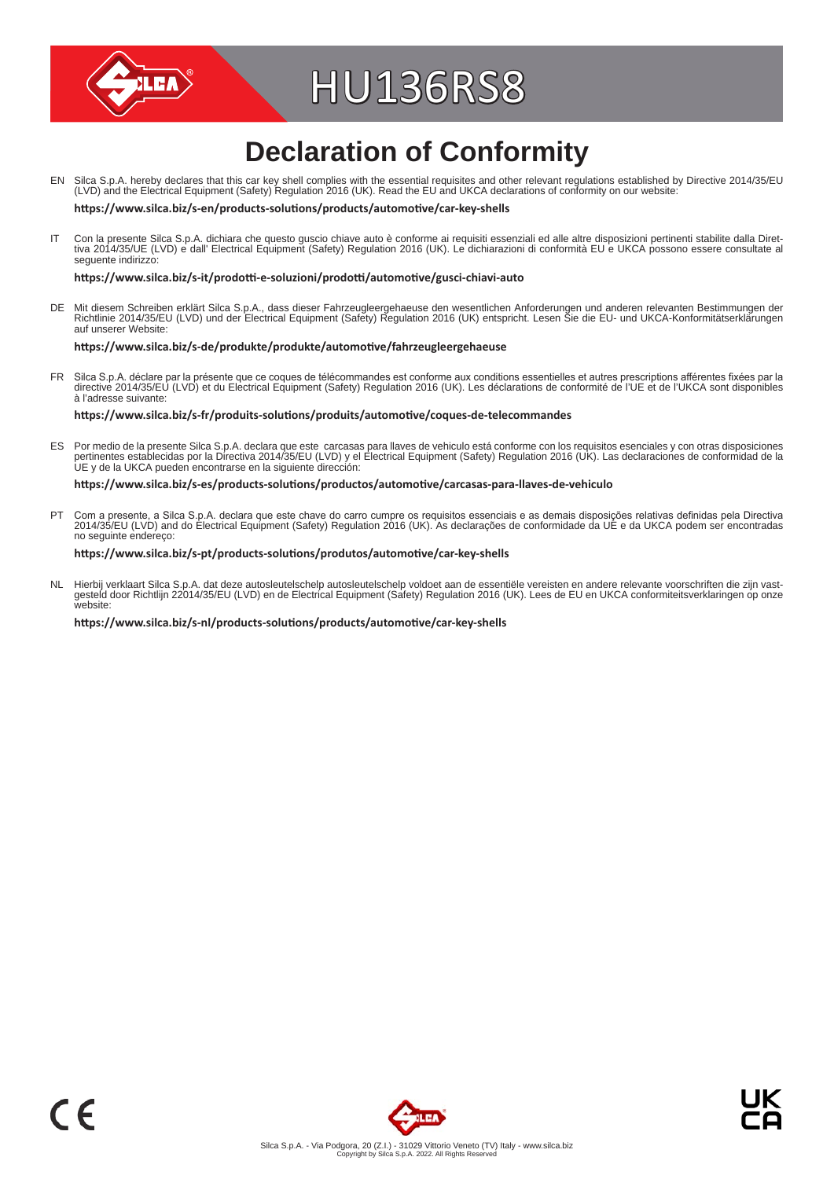# HU136RS8

## Declaration of Conformity

EN Silca S.p.A. hereby declares that this car key shell complies with the essential requisites and other relevant regulations established by Directive 2014/35/EU (LVD) and the Electrical Equipment (Safety) Regulation 2016 (UK). Read the EU and UKCA declarations of conformity on our website:

**https://www.silca.biz/s-en/products-solutions/products/automotive/car-key-shells**

IT Con la presente Silca S.p.A. dichiara che questo guscio chiave auto è conforme ai requisiti essenziali ed alle altre disposizioni pertinenti stabilite dalla Direttiva 2014/35/UE (LVD) e dall' Electrical Equipment (Safety) Regulation 2016 (UK). Le dichiarazioni di conformità EU e UKCA possono essere consultate al seguente indirizzo:

**https://www.silca.biz/s-it/prodotti-e-soluzioni/prodotti/automotive/gusci-chiavi-auto**

DE Mit diesem Schreiben erklärt Silca S.p.A., dass dieser Fahrzeugleergehaeuse den wesentlichen Anforderungen und anderen relevanten Bestimmungen der Richtlinie 2014/35/EU (LVD) und der Electrical Equipment (Safety) Regulation 2016 (UK) entspricht. Lesen Sie die EU- und UKCA-Konformitätserklärungen auf unserer Website:

**https://www.silca.biz/s-de/produkte/produkte/automotive/fahrzeugleergehaeuse**

FR Silca S.p.A. déclare par la présente que ce coques de télécommandes est conforme aux conditions essentielles et autres prescriptions afférentes fixées par la directive 2014/35/EU (LVD) et du Electrical Equipment (Safety) Regulation 2016 (UK). Les déclarations de conformité de l'UE et de l'UKCA sont disponibles à l'adresse suivante:

**https://www.silca.biz/s-fr/produits-solutions/produits/automotive/coques-de-telecommandes**

ES Por medio de la presente Silca S.p.A. declara que este carcasas para llaves de vehiculo está conforme con los requisitos esenciales y con otras disposiciones pertinentes establecidas por la Directiva 2014/35/EU (LVD) y el Electrical Equipment (Safety) Regulation 2016 (UK). Las declaraciones de conformidad de la UE y de la UKCA pueden encontrarse en la siguiente dirección:

**https://www.silca.biz/s-es/products-solutions/productos/automotive/carcasas-para-llaves-de-vehiculo**

PT Com a presente, a Silca S.p.A. declara que este chave do carro cumpre os requisitos essenciais e as demais disposições relativas definidas pela Directiva 2014/35/EU (LVD) and do Electrical Equipment (Safety) Regulation 2016 (UK). As declarações de conformidade da UE e da UKCA podem ser encontradas no seguinte endereço:

**https://www.silca.biz/s-pt/products-solutions/produtos/automotive/car-key-shells**

NL Hierbij verklaart Silca S.p.A. dat deze autosleutelschelp autosleutelschelp voldoet aan de essentiële vereisten en andere relevante voorschriften die zijn vastgesteld door Richtlijn 22014/35/EU (LVD) en de Electrical Equipment (Safety) Regulation 2016 (UK). Lees de EU en UKCA conformiteitsverklaringen op onze website:

**https://www.silca.biz/s-nl/products-solutions/products/automotive/car-key-shells**

CE

UK CA

Silca S.p.A. - Via Podgora, 20 (Z.I.) - 31029 Vittorio Veneto (TV) Italy - www.silca.biz
Copyright by Silca S.p.A. 2022. All Rights Reserved